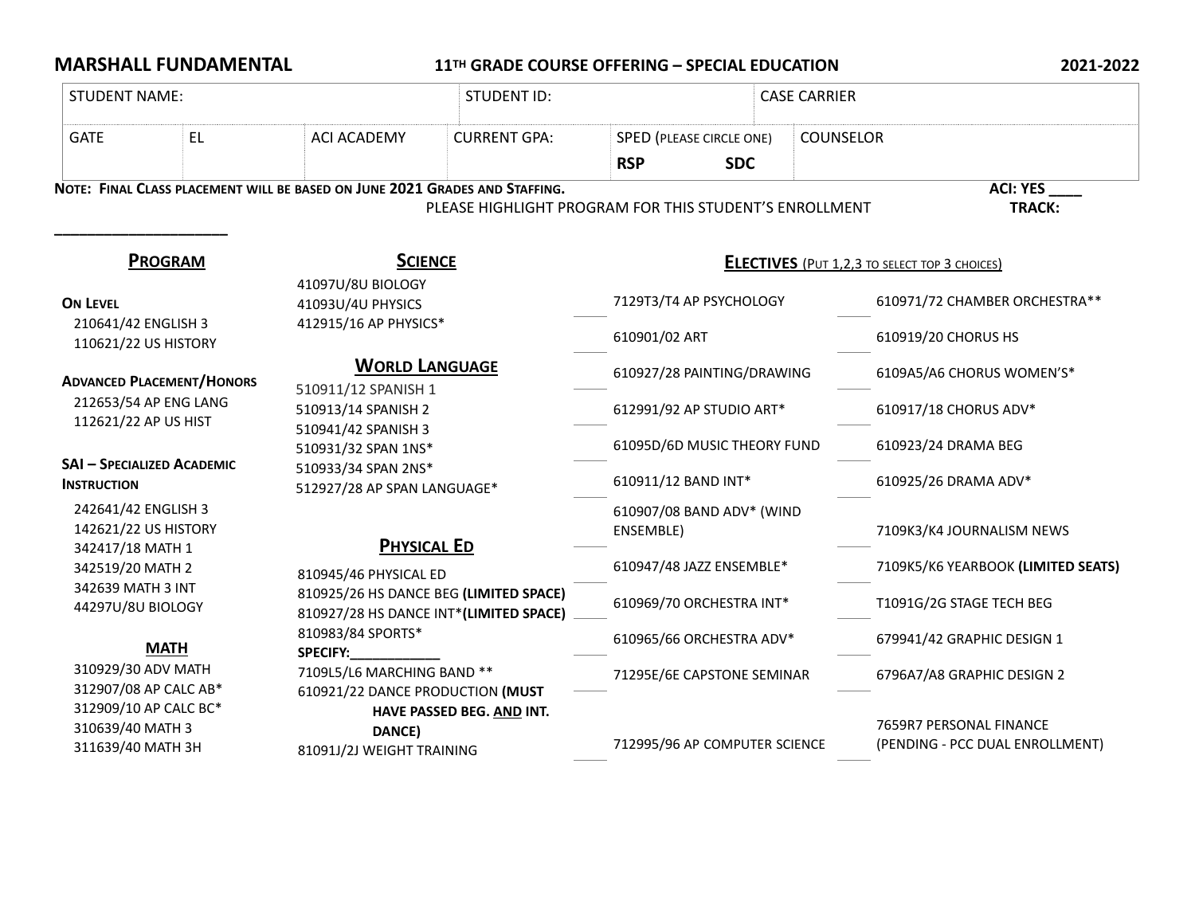# MARSHALL FUNDAMENTAL

## 11TH GRADE COURSE OFFERING – SPECIAL EDUCATION

**2021-2022**

| STUDENT NAME: | | | STUDENT ID: | | CASE CARRIER |
|---|---|---|---|---|---|
| GATE | EL | ACI ACADEMY | CURRENT GPA: | SPED (PLEASE CIRCLE ONE) **RSP** **SDC** | COUNSELOR |

**NOTE: FINAL CLASS PLACEMENT WILL BE BASED ON JUNE 2021 GRADES AND STAFFING.**

PLEASE HIGHLIGHT PROGRAM FOR THIS STUDENT'S ENROLLMENT

**ACI: YES ____**

**TRACK: ____________________**

### PROGRAM

**ON LEVEL**
- 210641/42 ENGLISH 3
- 110621/22 US HISTORY

**ADVANCED PLACEMENT/HONORS**
- 212653/54 AP ENG LANG
- 112621/22 AP US HIST

**SAI – SPECIALIZED ACADEMIC INSTRUCTION**
- 242641/42 ENGLISH 3
- 142621/22 US HISTORY
- 342417/18 MATH 1
- 342519/20 MATH 2
- 342639 MATH 3 INT
- 44297U/8U BIOLOGY

### MATH

- 310929/30 ADV MATH
- 312907/08 AP CALC AB*
- 312909/10 AP CALC BC*
- 310639/40 MATH 3
- 311639/40 MATH 3H

### SCIENCE

- 41097U/8U BIOLOGY
- 41093U/4U PHYSICS
- 412915/16 AP PHYSICS*

### WORLD LANGUAGE

- 510911/12 SPANISH 1
- 510913/14 SPANISH 2
- 510941/42 SPANISH 3
- 510931/32 SPAN 1NS*
- 510933/34 SPAN 2NS*
- 512927/28 AP SPAN LANGUAGE*

### PHYSICAL ED

- 810945/46 PHYSICAL ED
- 810925/26 HS DANCE BEG **(LIMITED SPACE)**
- 810927/28 HS DANCE INT* **(LIMITED SPACE)**
- 810983/84 SPORTS* **SPECIFY:____________**
- 7109L5/L6 MARCHING BAND **
- 610921/22 DANCE PRODUCTION **(MUST HAVE PASSED BEG. AND INT. DANCE)**
- 81091J/2J WEIGHT TRAINING

### ELECTIVES (PUT 1,2,3 TO SELECT TOP 3 CHOICES)

| | | | |
|---|---|---|---|
| ____ | 7129T3/T4 AP PSYCHOLOGY | ____ | 610971/72 CHAMBER ORCHESTRA** |
| ____ | 610901/02 ART | ____ | 610919/20 CHORUS HS |
| ____ | 610927/28 PAINTING/DRAWING | ____ | 6109A5/A6 CHORUS WOMEN'S* |
| ____ | 612991/92 AP STUDIO ART* | ____ | 610917/18 CHORUS ADV* |
| ____ | 61095D/6D MUSIC THEORY FUND | ____ | 610923/24 DRAMA BEG |
| ____ | 610911/12 BAND INT* | ____ | 610925/26 DRAMA ADV* |
| ____ | 610907/08 BAND ADV* (WIND ENSEMBLE) | ____ | 7109K3/K4 JOURNALISM NEWS |
| ____ | 610947/48 JAZZ ENSEMBLE* | ____ | 7109K5/K6 YEARBOOK **(LIMITED SEATS)** |
| ____ | 610969/70 ORCHESTRA INT* | ____ | T1091G/2G STAGE TECH BEG |
| ____ | 610965/66 ORCHESTRA ADV* | ____ | 679941/42 GRAPHIC DESIGN 1 |
| ____ | 71295E/6E CAPSTONE SEMINAR | ____ | 6796A7/A8 GRAPHIC DESIGN 2 |
| ____ | 712995/96 AP COMPUTER SCIENCE | ____ | 7659R7 PERSONAL FINANCE (PENDING - PCC DUAL ENROLLMENT) |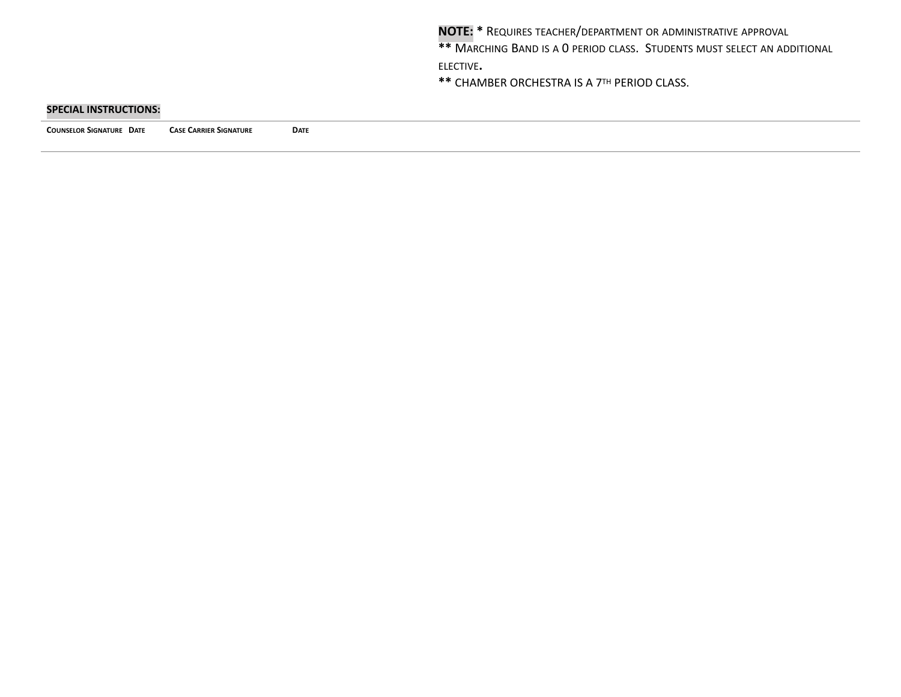**NOTE:** * Requires teacher/department or administrative approval

** Marching Band is a 0 period class. Students must select an additional elective.

** CHAMBER ORCHESTRA IS A 7TH PERIOD CLASS.

**SPECIAL INSTRUCTIONS:**

| Counselor Signature | Date | Case Carrier Signature | Date |
|---|---|---|---|
| | | | |